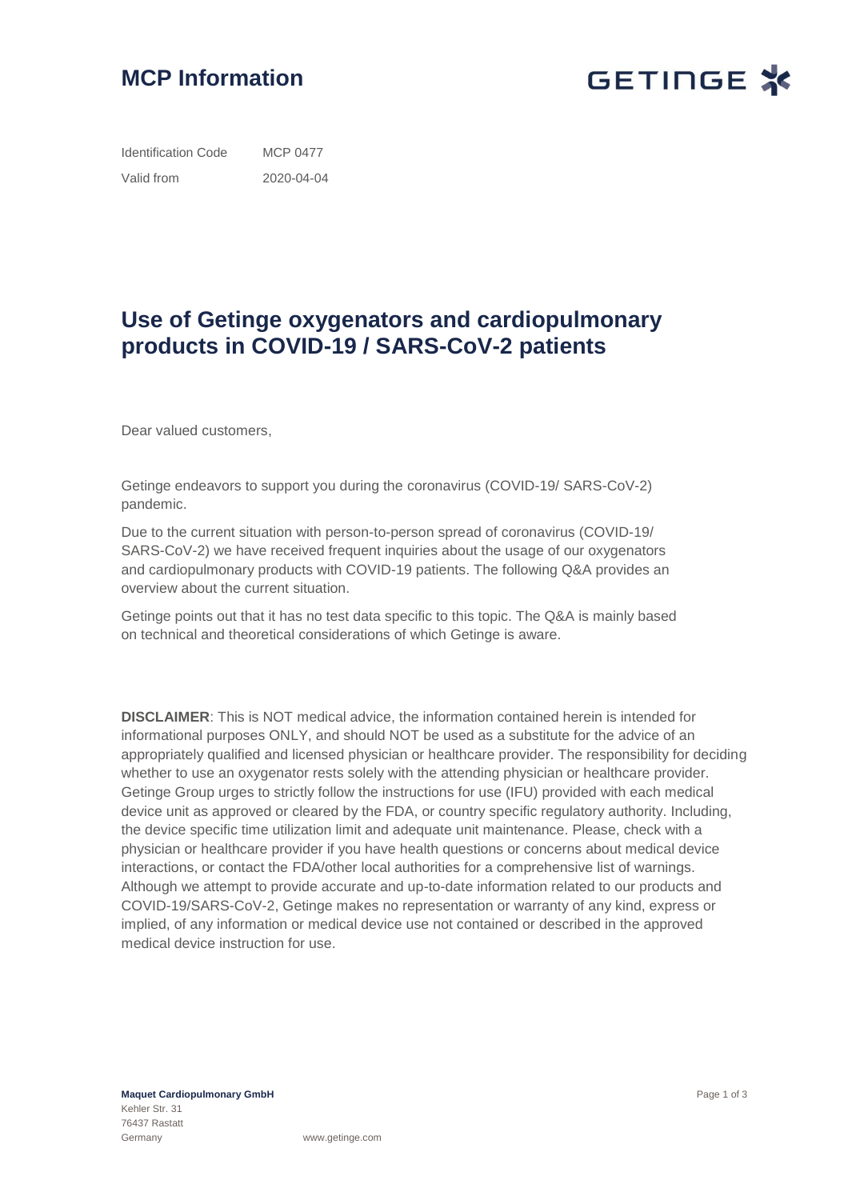# MCP Information

GETINGE

| Identification Code | MCP 0477 |
| --- | --- |
| Valid from | 2020-04-04 |

## Use of Getinge oxygenators and cardiopulmonary products in COVID-19 / SARS-CoV-2 patients

Dear valued customers,

Getinge endeavors to support you during the coronavirus (COVID-19/ SARS-CoV-2) pandemic.

Due to the current situation with person-to-person spread of coronavirus (COVID-19/ SARS-CoV-2) we have received frequent inquiries about the usage of our oxygenators and cardiopulmonary products with COVID-19 patients. The following Q&A provides an overview about the current situation.

Getinge points out that it has no test data specific to this topic. The Q&A is mainly based on technical and theoretical considerations of which Getinge is aware.

**DISCLAIMER**: This is NOT medical advice, the information contained herein is intended for informational purposes ONLY, and should NOT be used as a substitute for the advice of an appropriately qualified and licensed physician or healthcare provider. The responsibility for deciding whether to use an oxygenator rests solely with the attending physician or healthcare provider. Getinge Group urges to strictly follow the instructions for use (IFU) provided with each medical device unit as approved or cleared by the FDA, or country specific regulatory authority. Including, the device specific time utilization limit and adequate unit maintenance. Please, check with a physician or healthcare provider if you have health questions or concerns about medical device interactions, or contact the FDA/other local authorities for a comprehensive list of warnings. Although we attempt to provide accurate and up-to-date information related to our products and COVID-19/SARS-CoV-2, Getinge makes no representation or warranty of any kind, express or implied, of any information or medical device use not contained or described in the approved medical device instruction for use.

**Maquet Cardiopulmonary GmbH**
Kehler Str. 31
76437 Rastatt
Germany

www.getinge.com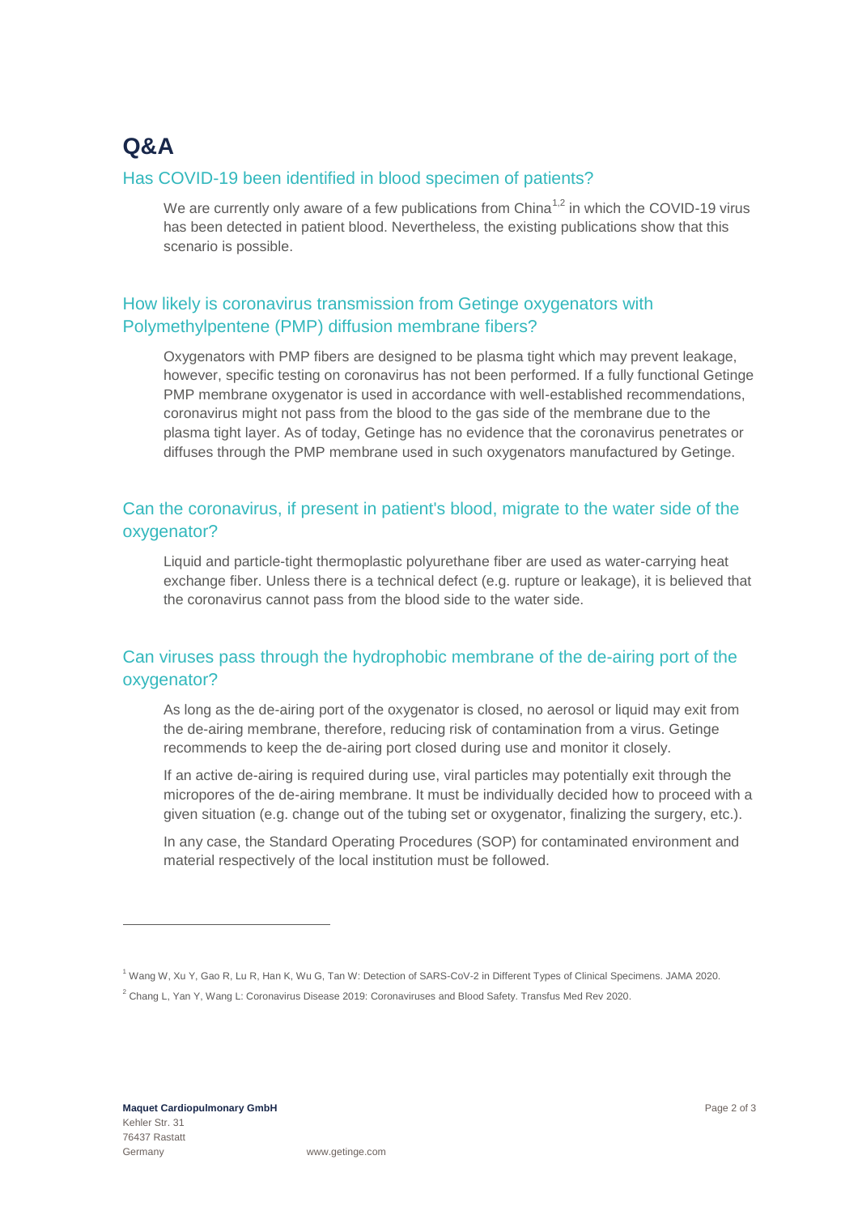# Q&A

## Has COVID-19 been identified in blood specimen of patients?

We are currently only aware of a few publications from China[1,2] in which the COVID-19 virus has been detected in patient blood. Nevertheless, the existing publications show that this scenario is possible.

## How likely is coronavirus transmission from Getinge oxygenators with Polymethylpentene (PMP) diffusion membrane fibers?

Oxygenators with PMP fibers are designed to be plasma tight which may prevent leakage, however, specific testing on coronavirus has not been performed. If a fully functional Getinge PMP membrane oxygenator is used in accordance with well-established recommendations, coronavirus might not pass from the blood to the gas side of the membrane due to the plasma tight layer. As of today, Getinge has no evidence that the coronavirus penetrates or diffuses through the PMP membrane used in such oxygenators manufactured by Getinge.

## Can the coronavirus, if present in patient's blood, migrate to the water side of the oxygenator?

Liquid and particle-tight thermoplastic polyurethane fiber are used as water-carrying heat exchange fiber. Unless there is a technical defect (e.g. rupture or leakage), it is believed that the coronavirus cannot pass from the blood side to the water side.

## Can viruses pass through the hydrophobic membrane of the de-airing port of the oxygenator?

As long as the de-airing port of the oxygenator is closed, no aerosol or liquid may exit from the de-airing membrane, therefore, reducing risk of contamination from a virus. Getinge recommends to keep the de-airing port closed during use and monitor it closely.

If an active de-airing is required during use, viral particles may potentially exit through the micropores of the de-airing membrane. It must be individually decided how to proceed with a given situation (e.g. change out of the tubing set or oxygenator, finalizing the surgery, etc.).

In any case, the Standard Operating Procedures (SOP) for contaminated environment and material respectively of the local institution must be followed.

---

[1] Wang W, Xu Y, Gao R, Lu R, Han K, Wu G, Tan W: Detection of SARS-CoV-2 in Different Types of Clinical Specimens. JAMA 2020.

[2] Chang L, Yan Y, Wang L: Coronavirus Disease 2019: Coronaviruses and Blood Safety. Transfus Med Rev 2020.

**Maquet Cardiopulmonary GmbH**
Kehler Str. 31
76437 Rastatt
Germany

www.getinge.com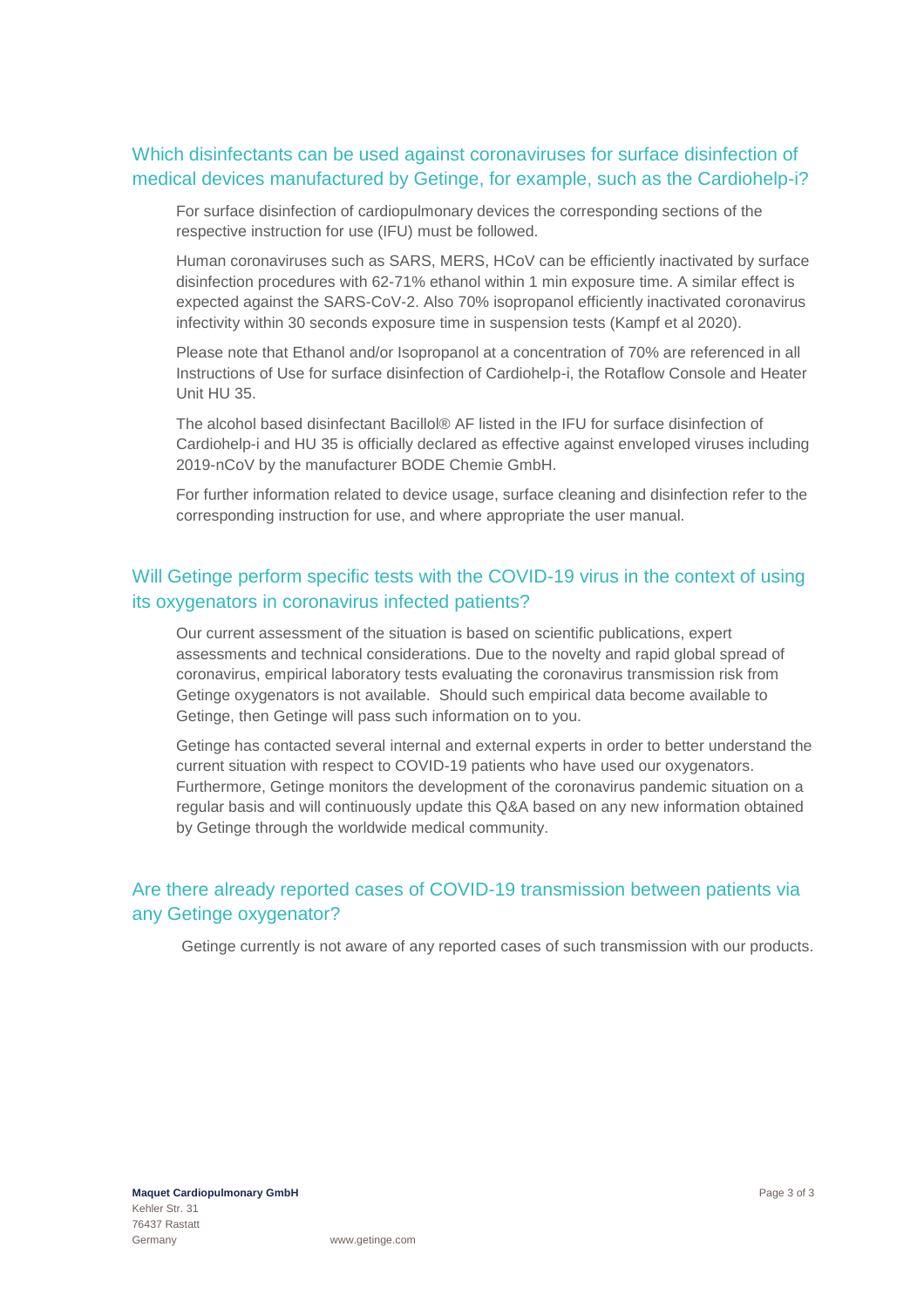## Which disinfectants can be used against coronaviruses for surface disinfection of medical devices manufactured by Getinge, for example, such as the Cardiohelp-i?

For surface disinfection of cardiopulmonary devices the corresponding sections of the respective instruction for use (IFU) must be followed.

Human coronaviruses such as SARS, MERS, HCoV can be efficiently inactivated by surface disinfection procedures with 62-71% ethanol within 1 min exposure time. A similar effect is expected against the SARS-CoV-2. Also 70% isopropanol efficiently inactivated coronavirus infectivity within 30 seconds exposure time in suspension tests (Kampf et al 2020).

Please note that Ethanol and/or Isopropanol at a concentration of 70% are referenced in all Instructions of Use for surface disinfection of Cardiohelp-i, the Rotaflow Console and Heater Unit HU 35.

The alcohol based disinfectant Bacillol® AF listed in the IFU for surface disinfection of Cardiohelp-i and HU 35 is officially declared as effective against enveloped viruses including 2019-nCoV by the manufacturer BODE Chemie GmbH.

For further information related to device usage, surface cleaning and disinfection refer to the corresponding instruction for use, and where appropriate the user manual.

## Will Getinge perform specific tests with the COVID-19 virus in the context of using its oxygenators in coronavirus infected patients?

Our current assessment of the situation is based on scientific publications, expert assessments and technical considerations. Due to the novelty and rapid global spread of coronavirus, empirical laboratory tests evaluating the coronavirus transmission risk from Getinge oxygenators is not available. Should such empirical data become available to Getinge, then Getinge will pass such information on to you.

Getinge has contacted several internal and external experts in order to better understand the current situation with respect to COVID-19 patients who have used our oxygenators. Furthermore, Getinge monitors the development of the coronavirus pandemic situation on a regular basis and will continuously update this Q&A based on any new information obtained by Getinge through the worldwide medical community.

## Are there already reported cases of COVID-19 transmission between patients via any Getinge oxygenator?

Getinge currently is not aware of any reported cases of such transmission with our products.

**Maquet Cardiopulmonary GmbH**
Kehler Str. 31
76437 Rastatt
Germany

www.getinge.com